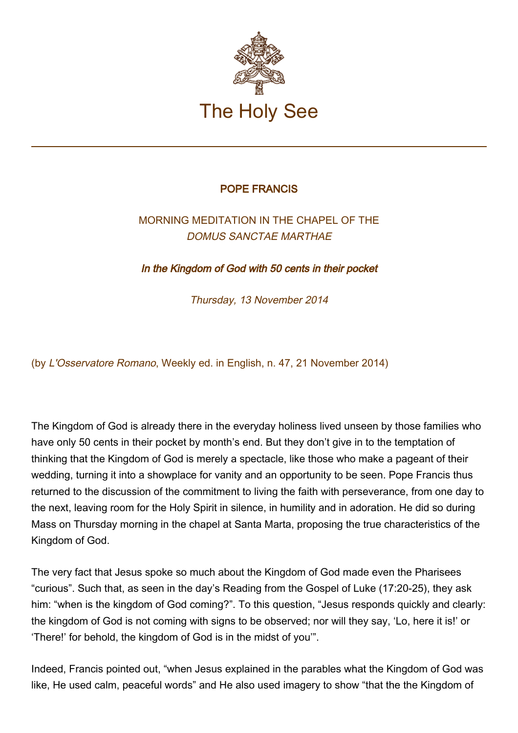# The Holy See

## POPE FRANCIS

### MORNING MEDITATION IN THE CHAPEL OF THE *DOMUS SANCTAE MARTHAE*

### ***In the Kingdom of God with 50 cents in their pocket***

*Thursday, 13 November 2014*

(by *L'Osservatore Romano*, Weekly ed. in English, n. 47, 21 November 2014)

The Kingdom of God is already there in the everyday holiness lived unseen by those families who have only 50 cents in their pocket by month's end. But they don't give in to the temptation of thinking that the Kingdom of God is merely a spectacle, like those who make a pageant of their wedding, turning it into a showplace for vanity and an opportunity to be seen. Pope Francis thus returned to the discussion of the commitment to living the faith with perseverance, from one day to the next, leaving room for the Holy Spirit in silence, in humility and in adoration. He did so during Mass on Thursday morning in the chapel at Santa Marta, proposing the true characteristics of the Kingdom of God.

The very fact that Jesus spoke so much about the Kingdom of God made even the Pharisees "curious". Such that, as seen in the day's Reading from the Gospel of Luke (17:20-25), they ask him: "when is the kingdom of God coming?". To this question, "Jesus responds quickly and clearly: the kingdom of God is not coming with signs to be observed; nor will they say, 'Lo, here it is!' or 'There!' for behold, the kingdom of God is in the midst of you'".

Indeed, Francis pointed out, "when Jesus explained in the parables what the Kingdom of God was like, He used calm, peaceful words" and He also used imagery to show "that the the Kingdom of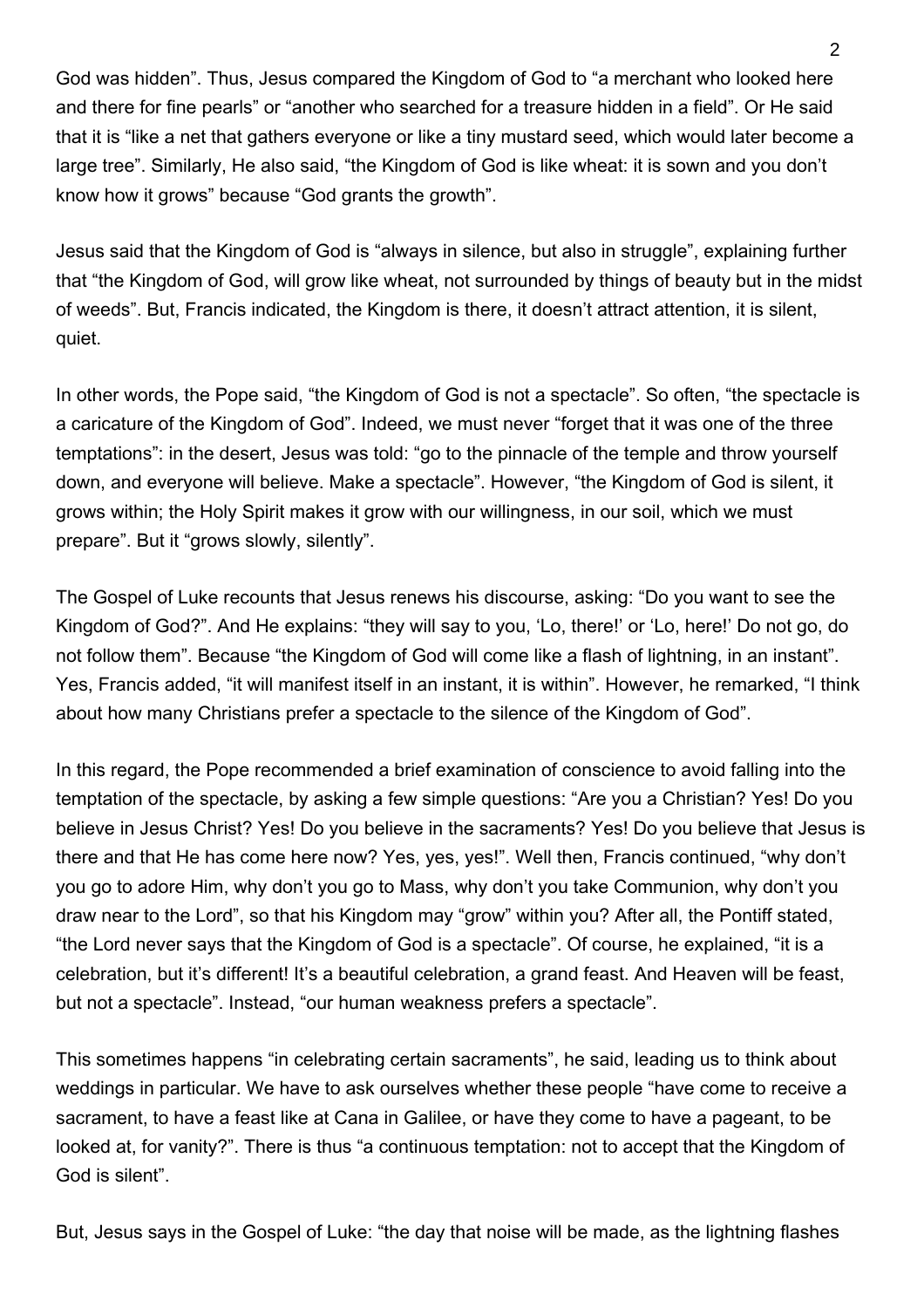God was hidden". Thus, Jesus compared the Kingdom of God to "a merchant who looked here and there for fine pearls" or "another who searched for a treasure hidden in a field". Or He said that it is "like a net that gathers everyone or like a tiny mustard seed, which would later become a large tree". Similarly, He also said, "the Kingdom of God is like wheat: it is sown and you don't know how it grows" because "God grants the growth".

Jesus said that the Kingdom of God is "always in silence, but also in struggle", explaining further that "the Kingdom of God, will grow like wheat, not surrounded by things of beauty but in the midst of weeds". But, Francis indicated, the Kingdom is there, it doesn't attract attention, it is silent, quiet.

In other words, the Pope said, "the Kingdom of God is not a spectacle". So often, "the spectacle is a caricature of the Kingdom of God". Indeed, we must never "forget that it was one of the three temptations": in the desert, Jesus was told: "go to the pinnacle of the temple and throw yourself down, and everyone will believe. Make a spectacle". However, "the Kingdom of God is silent, it grows within; the Holy Spirit makes it grow with our willingness, in our soil, which we must prepare". But it "grows slowly, silently".

The Gospel of Luke recounts that Jesus renews his discourse, asking: "Do you want to see the Kingdom of God?". And He explains: "they will say to you, 'Lo, there!' or 'Lo, here!' Do not go, do not follow them". Because "the Kingdom of God will come like a flash of lightning, in an instant". Yes, Francis added, "it will manifest itself in an instant, it is within". However, he remarked, "I think about how many Christians prefer a spectacle to the silence of the Kingdom of God".

In this regard, the Pope recommended a brief examination of conscience to avoid falling into the temptation of the spectacle, by asking a few simple questions: "Are you a Christian? Yes! Do you believe in Jesus Christ? Yes! Do you believe in the sacraments? Yes! Do you believe that Jesus is there and that He has come here now? Yes, yes, yes!". Well then, Francis continued, "why don't you go to adore Him, why don't you go to Mass, why don't you take Communion, why don't you draw near to the Lord", so that his Kingdom may "grow" within you? After all, the Pontiff stated, "the Lord never says that the Kingdom of God is a spectacle". Of course, he explained, "it is a celebration, but it's different! It's a beautiful celebration, a grand feast. And Heaven will be feast, but not a spectacle". Instead, "our human weakness prefers a spectacle".

This sometimes happens "in celebrating certain sacraments", he said, leading us to think about weddings in particular. We have to ask ourselves whether these people "have come to receive a sacrament, to have a feast like at Cana in Galilee, or have they come to have a pageant, to be looked at, for vanity?". There is thus "a continuous temptation: not to accept that the Kingdom of God is silent".

But, Jesus says in the Gospel of Luke: "the day that noise will be made, as the lightning flashes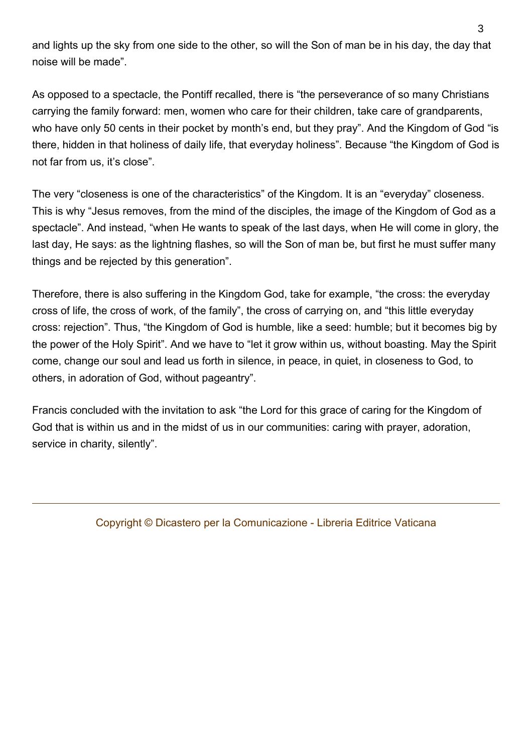and lights up the sky from one side to the other, so will the Son of man be in his day, the day that noise will be made".

As opposed to a spectacle, the Pontiff recalled, there is "the perseverance of so many Christians carrying the family forward: men, women who care for their children, take care of grandparents, who have only 50 cents in their pocket by month's end, but they pray". And the Kingdom of God "is there, hidden in that holiness of daily life, that everyday holiness". Because "the Kingdom of God is not far from us, it's close".

The very "closeness is one of the characteristics" of the Kingdom. It is an "everyday" closeness. This is why "Jesus removes, from the mind of the disciples, the image of the Kingdom of God as a spectacle". And instead, "when He wants to speak of the last days, when He will come in glory, the last day, He says: as the lightning flashes, so will the Son of man be, but first he must suffer many things and be rejected by this generation".

Therefore, there is also suffering in the Kingdom God, take for example, "the cross: the everyday cross of life, the cross of work, of the family", the cross of carrying on, and "this little everyday cross: rejection". Thus, "the Kingdom of God is humble, like a seed: humble; but it becomes big by the power of the Holy Spirit". And we have to "let it grow within us, without boasting. May the Spirit come, change our soul and lead us forth in silence, in peace, in quiet, in closeness to God, to others, in adoration of God, without pageantry".

Francis concluded with the invitation to ask "the Lord for this grace of caring for the Kingdom of God that is within us and in the midst of us in our communities: caring with prayer, adoration, service in charity, silently".

---

Copyright © Dicastero per la Comunicazione - Libreria Editrice Vaticana